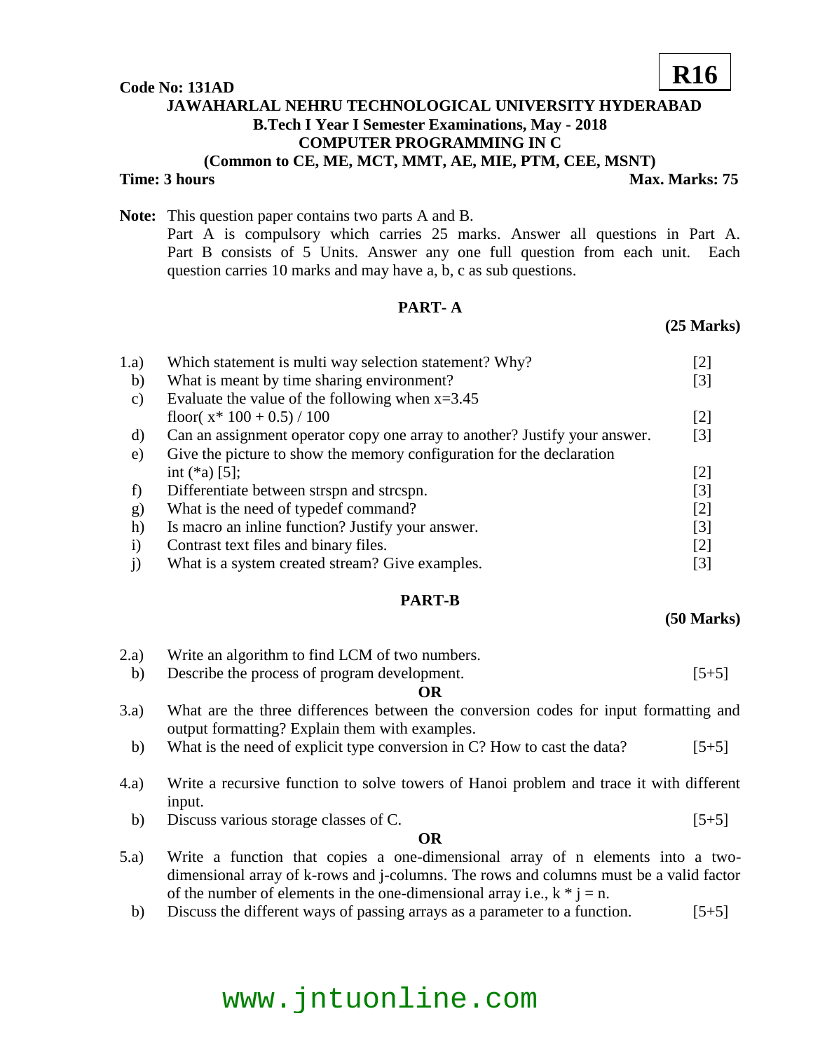**R16**

**Code No: 131AD**

**JAWAHARLAL NEHRU TECHNOLOGICAL UNIVERSITY HYDERABAD**
**B.Tech I Year I Semester Examinations, May - 2018**
**COMPUTER PROGRAMMING IN C**
**(Common to CE, ME, MCT, MMT, AE, MIE, PTM, CEE, MSNT)**

**Time: 3 hours** **Max. Marks: 75**

**Note:** This question paper contains two parts A and B.
Part A is compulsory which carries 25 marks. Answer all questions in Part A. Part B consists of 5 Units. Answer any one full question from each unit. Each question carries 10 marks and may have a, b, c as sub questions.

## PART- A

**(25 Marks)**

1.a) Which statement is multi way selection statement? Why? [2]

b) What is meant by time sharing environment? [3]

c) Evaluate the value of the following when x=3.45
floor( x* 100 + 0.5) / 100 [2]

d) Can an assignment operator copy one array to another? Justify your answer. [3]

e) Give the picture to show the memory configuration for the declaration
int (*a) [5]; [2]

f) Differentiate between strspn and strcspn. [3]

g) What is the need of typedef command? [2]

h) Is macro an inline function? Justify your answer. [3]

i) Contrast text files and binary files. [2]

j) What is a system created stream? Give examples. [3]

## PART-B

**(50 Marks)**

2.a) Write an algorithm to find LCM of two numbers.

b) Describe the process of program development. [5+5]

**OR**

3.a) What are the three differences between the conversion codes for input formatting and output formatting? Explain them with examples.

b) What is the need of explicit type conversion in C? How to cast the data? [5+5]

4.a) Write a recursive function to solve towers of Hanoi problem and trace it with different input.

b) Discuss various storage classes of C. [5+5]

**OR**

5.a) Write a function that copies a one-dimensional array of n elements into a two-dimensional array of k-rows and j-columns. The rows and columns must be a valid factor of the number of elements in the one-dimensional array i.e., k * j = n.

b) Discuss the different ways of passing arrays as a parameter to a function. [5+5]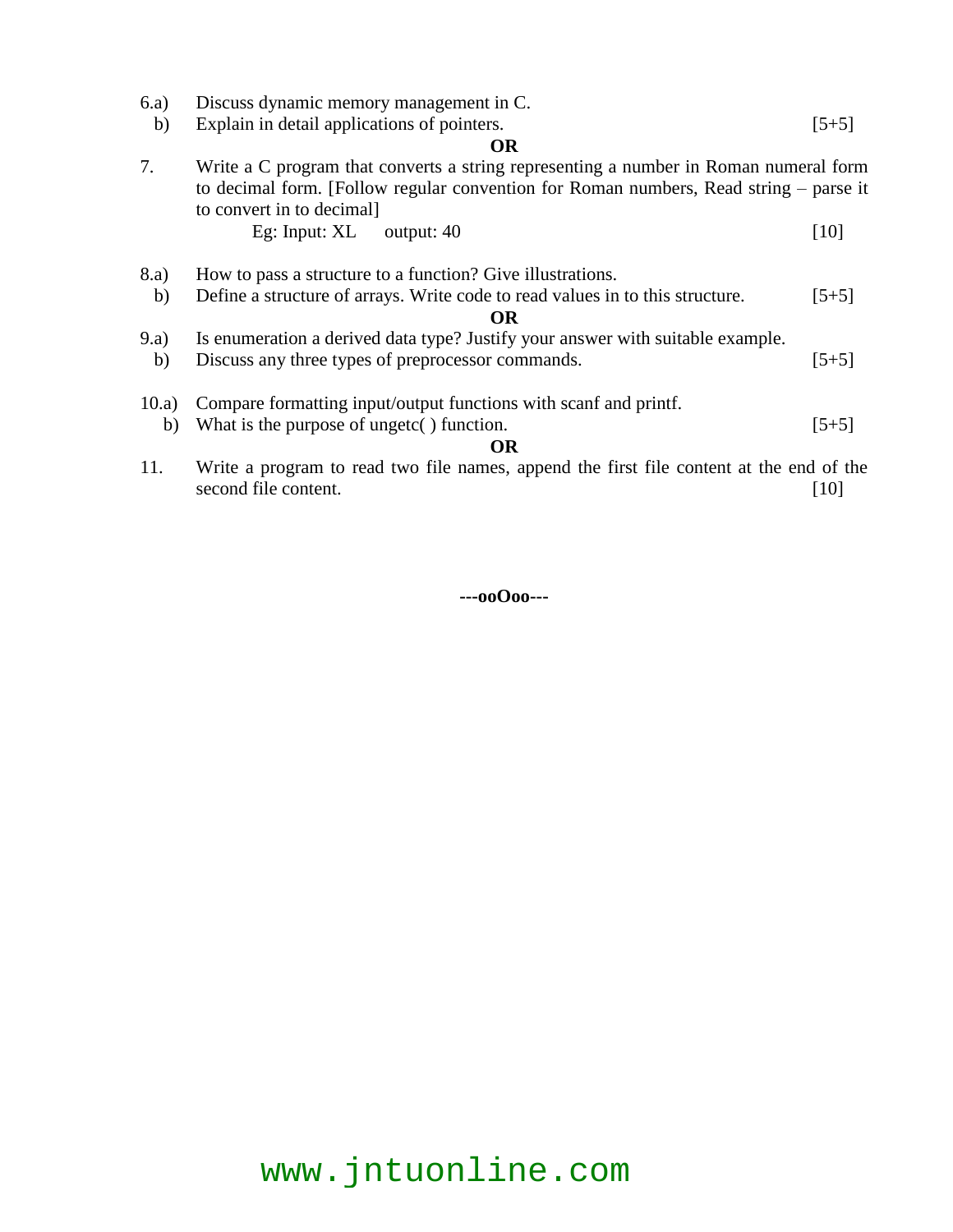6.a) Discuss dynamic memory management in C.

b) Explain in detail applications of pointers. [5+5]

**OR**

7. Write a C program that converts a string representing a number in Roman numeral form to decimal form. [Follow regular convention for Roman numbers, Read string – parse it to convert in to decimal]

   Eg: Input: XL output: 40 [10]

8.a) How to pass a structure to a function? Give illustrations.

b) Define a structure of arrays. Write code to read values in to this structure. [5+5]

**OR**

9.a) Is enumeration a derived data type? Justify your answer with suitable example.

b) Discuss any three types of preprocessor commands. [5+5]

10.a) Compare formatting input/output functions with scanf and printf.

b) What is the purpose of ungetc( ) function. [5+5]

**OR**

11. Write a program to read two file names, append the first file content at the end of the second file content. [10]

**---ooOoo---**